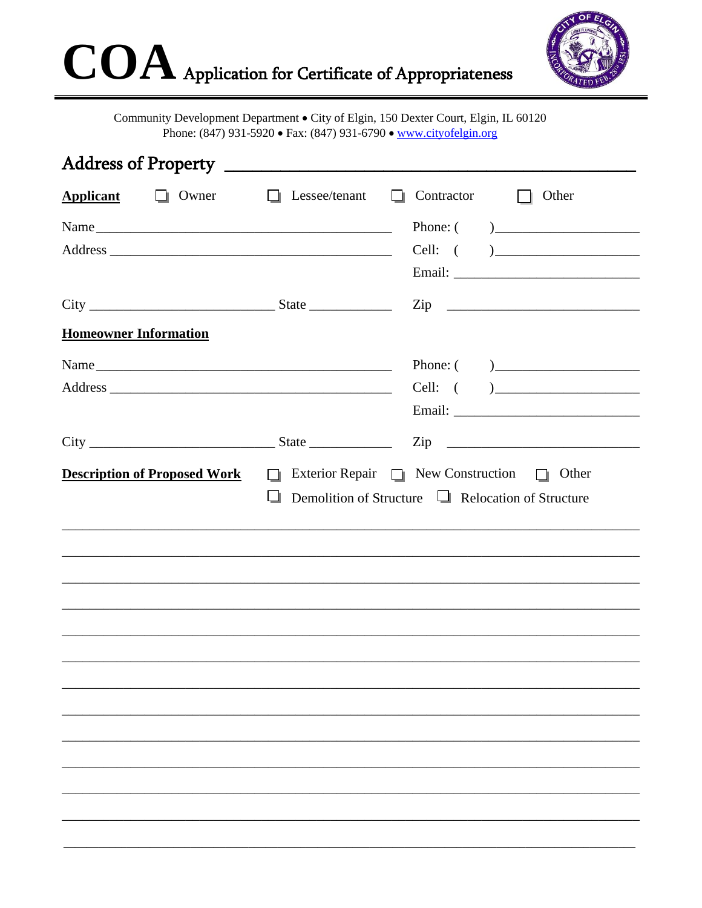# COA Application for Certificate of Appropriateness

Community Development Department • City of Elgin, 150 Dexter Court, Elgin, IL 60120
Phone: (847) 931-5920 • Fax: (847) 931-6790 • www.cityofelgin.org

## Address of Property ______________________________________________

**Applicant** ☐ Owner ☐ Lessee/tenant ☐ Contractor ☐ Other

Name ____________________________________________ Phone: ( ) ____________________

Address __________________________________________ Cell: ( ) ____________________

Email: __________________________

City __________________________ State ____________ Zip __________________________

**Homeowner Information**

Name ____________________________________________ Phone: ( ) ____________________

Address __________________________________________ Cell: ( ) ____________________

Email: __________________________

City __________________________ State ____________ Zip __________________________

**Description of Proposed Work** ☐ Exterior Repair ☐ New Construction ☐ Other

☐ Demolition of Structure ☐ Relocation of Structure

_____________________________________________________________________________

_____________________________________________________________________________

_____________________________________________________________________________

_____________________________________________________________________________

_____________________________________________________________________________

_____________________________________________________________________________

_____________________________________________________________________________

_____________________________________________________________________________

_____________________________________________________________________________

_____________________________________________________________________________

_____________________________________________________________________________

_____________________________________________________________________________

_____________________________________________________________________________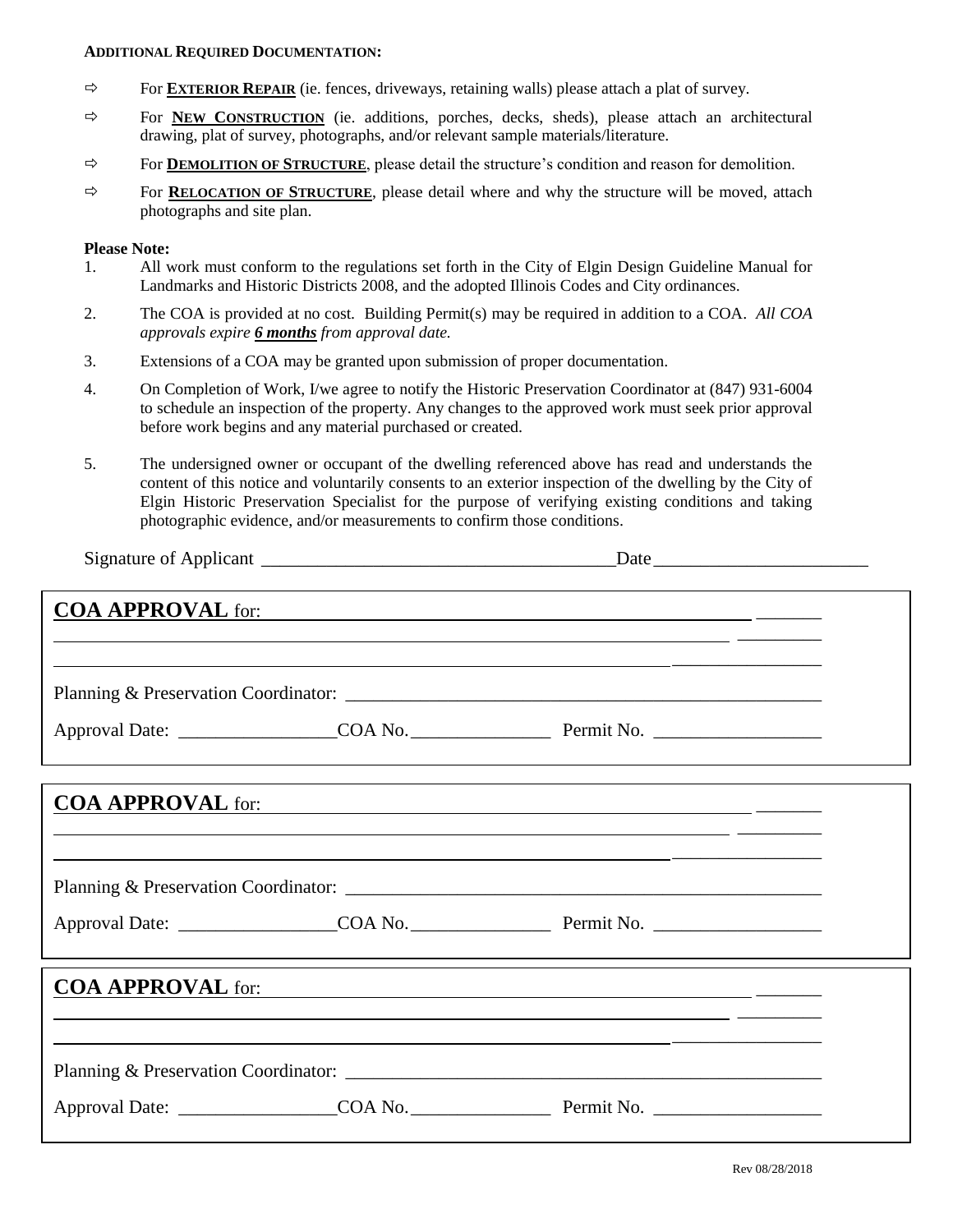**ADDITIONAL REQUIRED DOCUMENTATION:**

- ⇨ For **EXTERIOR REPAIR** (ie. fences, driveways, retaining walls) please attach a plat of survey.
- ⇨ For **NEW CONSTRUCTION** (ie. additions, porches, decks, sheds), please attach an architectural drawing, plat of survey, photographs, and/or relevant sample materials/literature.
- ⇨ For **DEMOLITION OF STRUCTURE**, please detail the structure's condition and reason for demolition.
- ⇨ For **RELOCATION OF STRUCTURE**, please detail where and why the structure will be moved, attach photographs and site plan.

**Please Note:**

1. All work must conform to the regulations set forth in the City of Elgin Design Guideline Manual for Landmarks and Historic Districts 2008, and the adopted Illinois Codes and City ordinances.
2. The COA is provided at no cost. Building Permit(s) may be required in addition to a COA. *All COA approvals expire **6 months** from approval date.*
3. Extensions of a COA may be granted upon submission of proper documentation.
4. On Completion of Work, I/we agree to notify the Historic Preservation Coordinator at (847) 931-6004 to schedule an inspection of the property. Any changes to the approved work must seek prior approval before work begins and any material purchased or created.
5. The undersigned owner or occupant of the dwelling referenced above has read and understands the content of this notice and voluntarily consents to an exterior inspection of the dwelling by the City of Elgin Historic Preservation Specialist for the purpose of verifying existing conditions and taking photographic evidence, and/or measurements to confirm those conditions.

Signature of Applicant ______________________________ Date ____________________

**COA APPROVAL** for: ______________________________________________

______________________________________________

______________________________________________

Planning & Preservation Coordinator: ______________________________

Approval Date: ______________ COA No. ______________ Permit No. ______________

**COA APPROVAL** for: ______________________________________________

______________________________________________

______________________________________________

Planning & Preservation Coordinator: ______________________________

Approval Date: ______________ COA No. ______________ Permit No. ______________

**COA APPROVAL** for: ______________________________________________

______________________________________________

______________________________________________

Planning & Preservation Coordinator: ______________________________

Approval Date: ______________ COA No. ______________ Permit No. ______________

Rev 08/28/2018